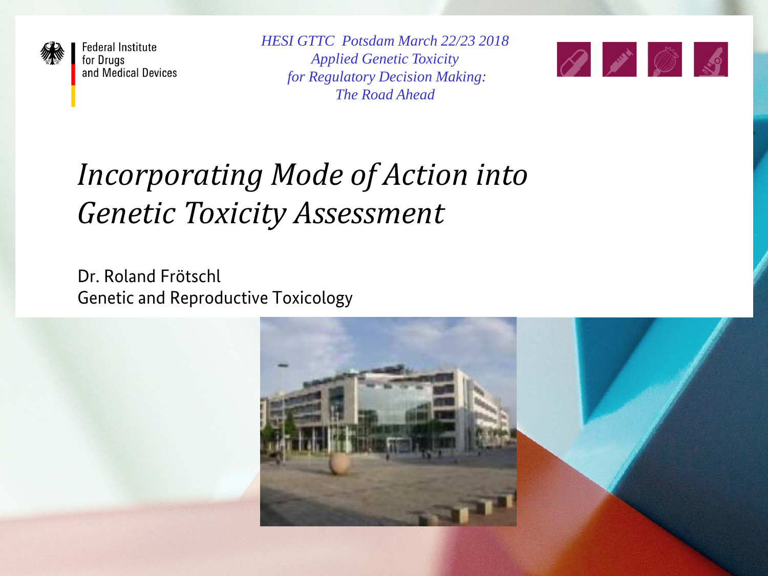Federal Institute for Drugs and Medical Devices

*HESI GTTC Potsdam March 22/23 2018*
*Applied Genetic Toxicity for Regulatory Decision Making: The Road Ahead*

# *Incorporating Mode of Action into Genetic Toxicity Assessment*

Dr. Roland Frötschl
Genetic and Reproductive Toxicology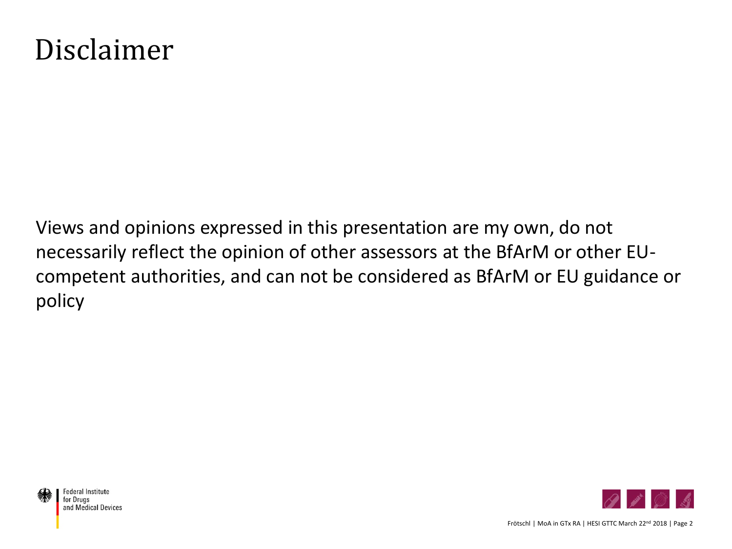# Disclaimer

Views and opinions expressed in this presentation are my own, do not necessarily reflect the opinion of other assessors at the BfArM or other EU-competent authorities, and can not be considered as BfArM or EU guidance or policy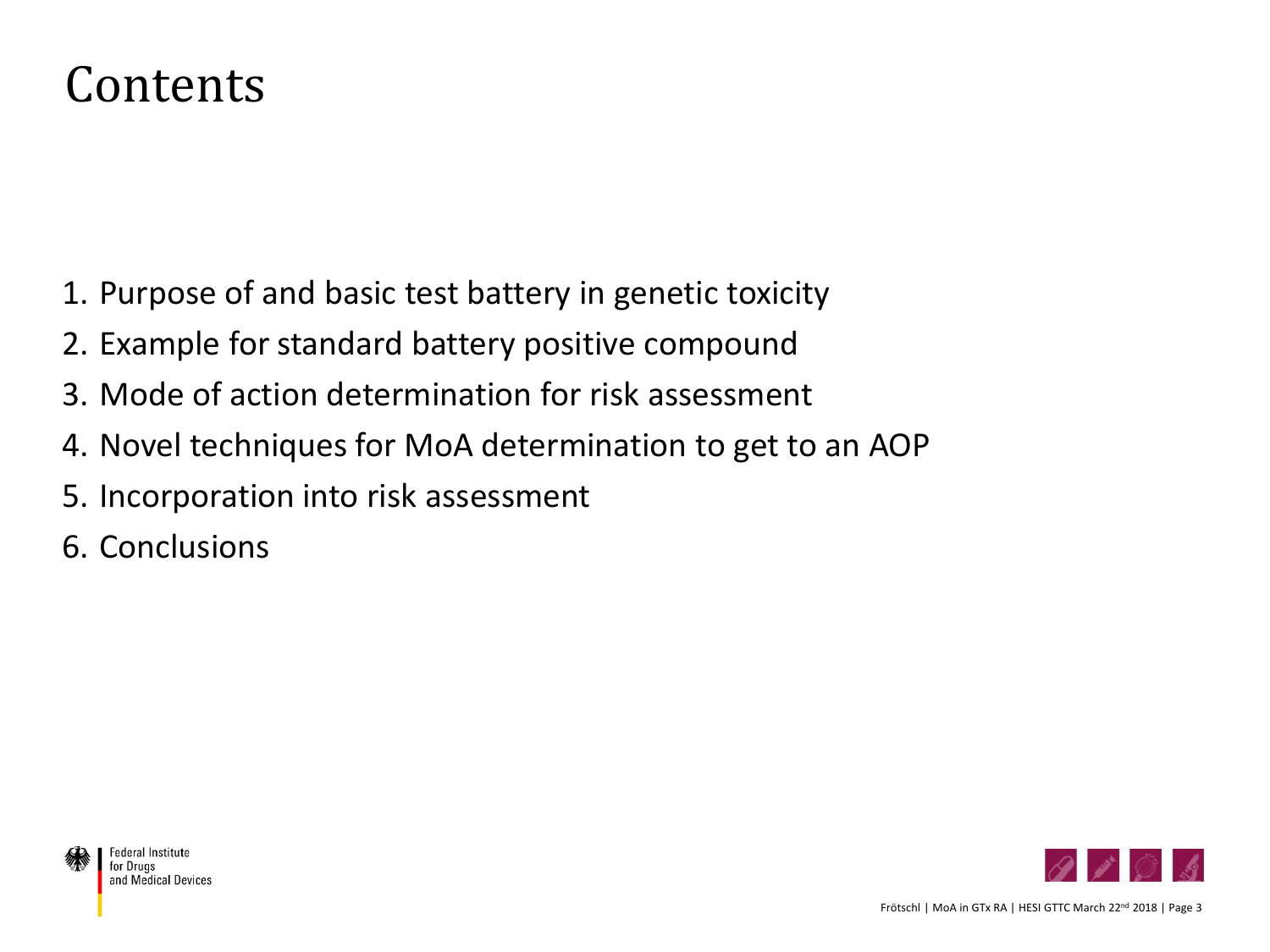# Contents

1. Purpose of and basic test battery in genetic toxicity
2. Example for standard battery positive compound
3. Mode of action determination for risk assessment
4. Novel techniques for MoA determination to get to an AOP
5. Incorporation into risk assessment
6. Conclusions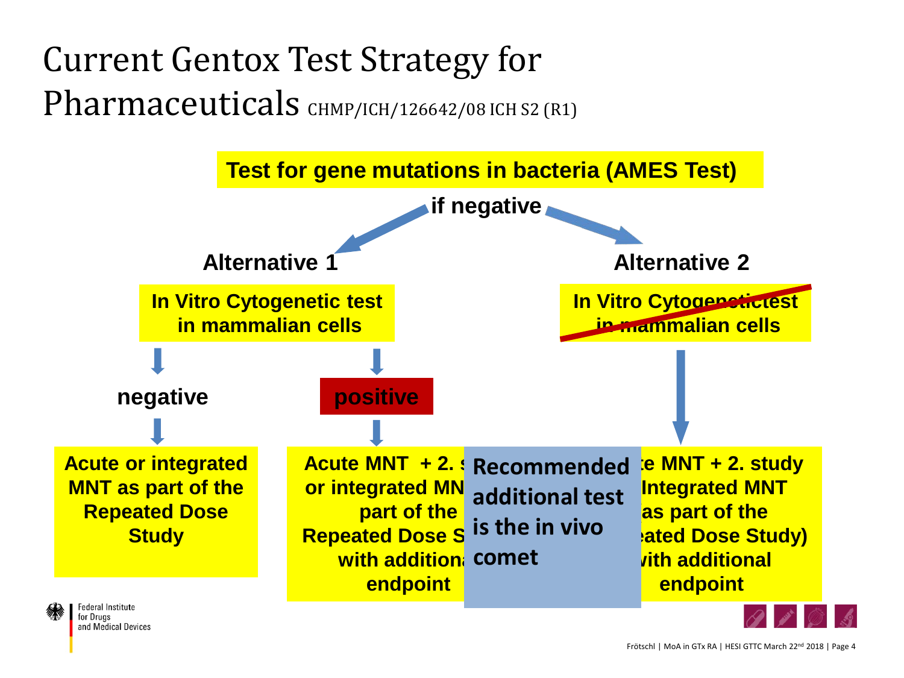# Current Gentox Test Strategy for Pharmaceuticals CHMP/ICH/126642/08 ICH S2 (R1)

**Test for gene mutations in bacteria (AMES Test)**

**if negative**

**Alternative 1**

**In Vitro Cytogenetic test in mammalian cells**

**negative**

**Acute or integrated MNT as part of the Repeated Dose Study**

**positive**

**Acute MNT + 2. s... or integrated MN... part of the Repeated Dose S... with addition... endpoint**

**Alternative 2**

~~**In Vitro Cytogenetictest in mammalian cells**~~

**...e MNT + 2. study Integrated MNT as part of the ...eated Dose Study) ...ith additional endpoint**

**Recommended additional test is the in vivo comet**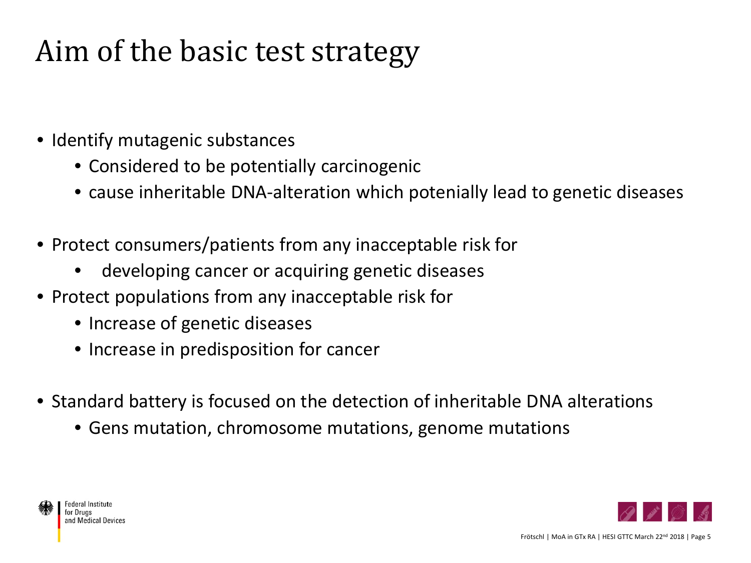# Aim of the basic test strategy

- Identify mutagenic substances
  - Considered to be potentially carcinogenic
  - cause inheritable DNA-alteration which potenially lead to genetic diseases

- Protect consumers/patients from any inacceptable risk for
  - developing cancer or acquiring genetic diseases
- Protect populations from any inacceptable risk for
  - Increase of genetic diseases
  - Increase in predisposition for cancer

- Standard battery is focused on the detection of inheritable DNA alterations
  - Gens mutation, chromosome mutations, genome mutations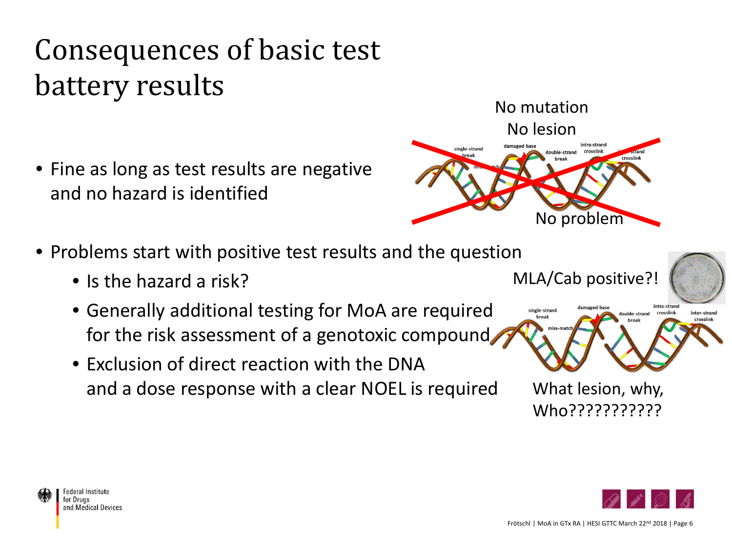# Consequences of basic test battery results

- Fine as long as test results are negative and no hazard is identified

No mutation
No lesion
No problem

- Problems start with positive test results and the question
  - Is the hazard a risk?
  - Generally additional testing for MoA are required for the risk assessment of a genotoxic compound
  - Exclusion of direct reaction with the DNA and a dose response with a clear NOEL is required

MLA/Cab positive?!

What lesion, why, Who???????????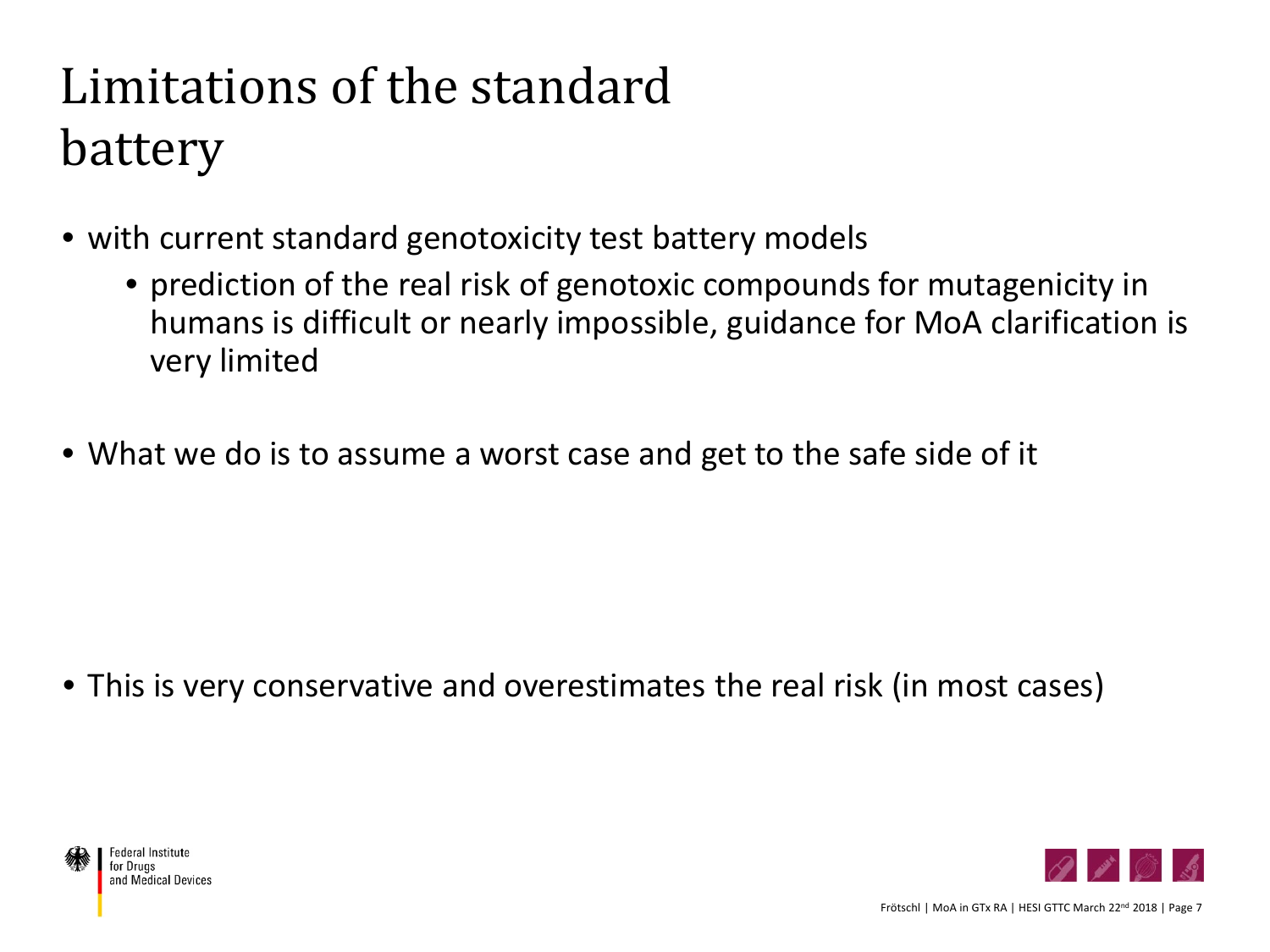# Limitations of the standard battery

- with current standard genotoxicity test battery models
  - prediction of the real risk of genotoxic compounds for mutagenicity in humans is difficult or nearly impossible, guidance for MoA clarification is very limited

- What we do is to assume a worst case and get to the safe side of it

- This is very conservative and overestimates the real risk (in most cases)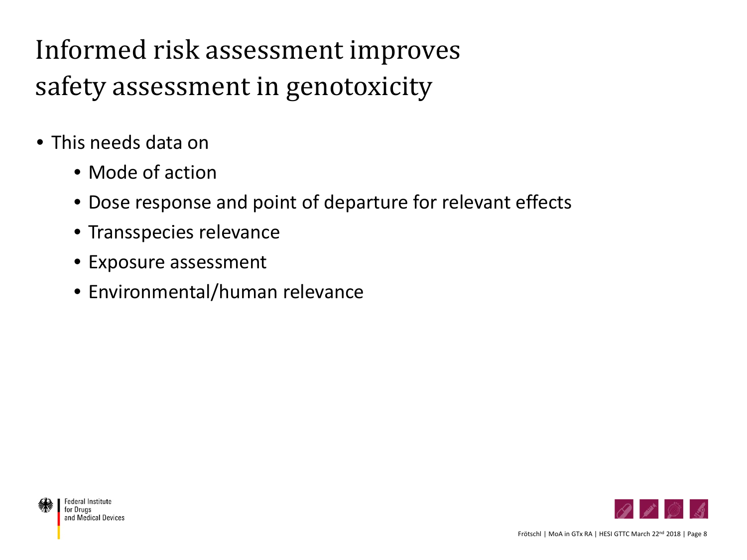# Informed risk assessment improves safety assessment in genotoxicity

- This needs data on
  - Mode of action
  - Dose response and point of departure for relevant effects
  - Transspecies relevance
  - Exposure assessment
  - Environmental/human relevance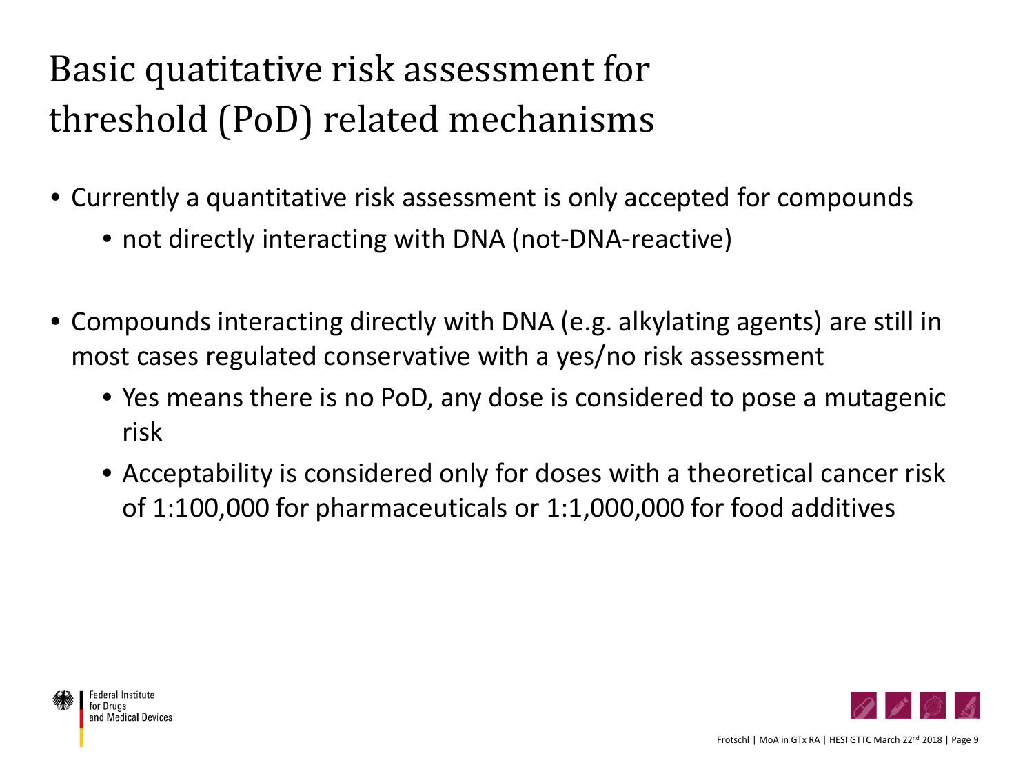# Basic quatitative risk assessment for threshold (PoD) related mechanisms

- Currently a quantitative risk assessment is only accepted for compounds
  - not directly interacting with DNA (not-DNA-reactive)

- Compounds interacting directly with DNA (e.g. alkylating agents) are still in most cases regulated conservative with a yes/no risk assessment
  - Yes means there is no PoD, any dose is considered to pose a mutagenic risk
  - Acceptability is considered only for doses with a theoretical cancer risk of 1:100,000 for pharmaceuticals or 1:1,000,000 for food additives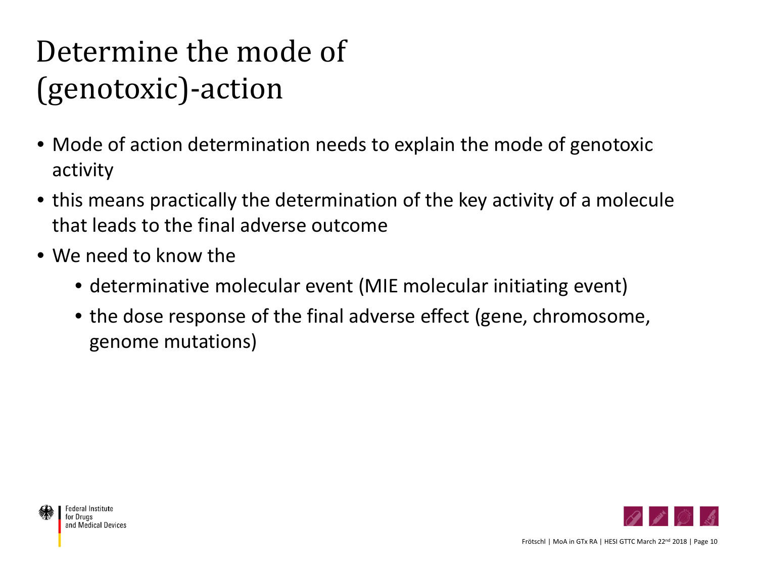# Determine the mode of (genotoxic)-action

- Mode of action determination needs to explain the mode of genotoxic activity
- this means practically the determination of the key activity of a molecule that leads to the final adverse outcome
- We need to know the
  - determinative molecular event (MIE molecular initiating event)
  - the dose response of the final adverse effect (gene, chromosome, genome mutations)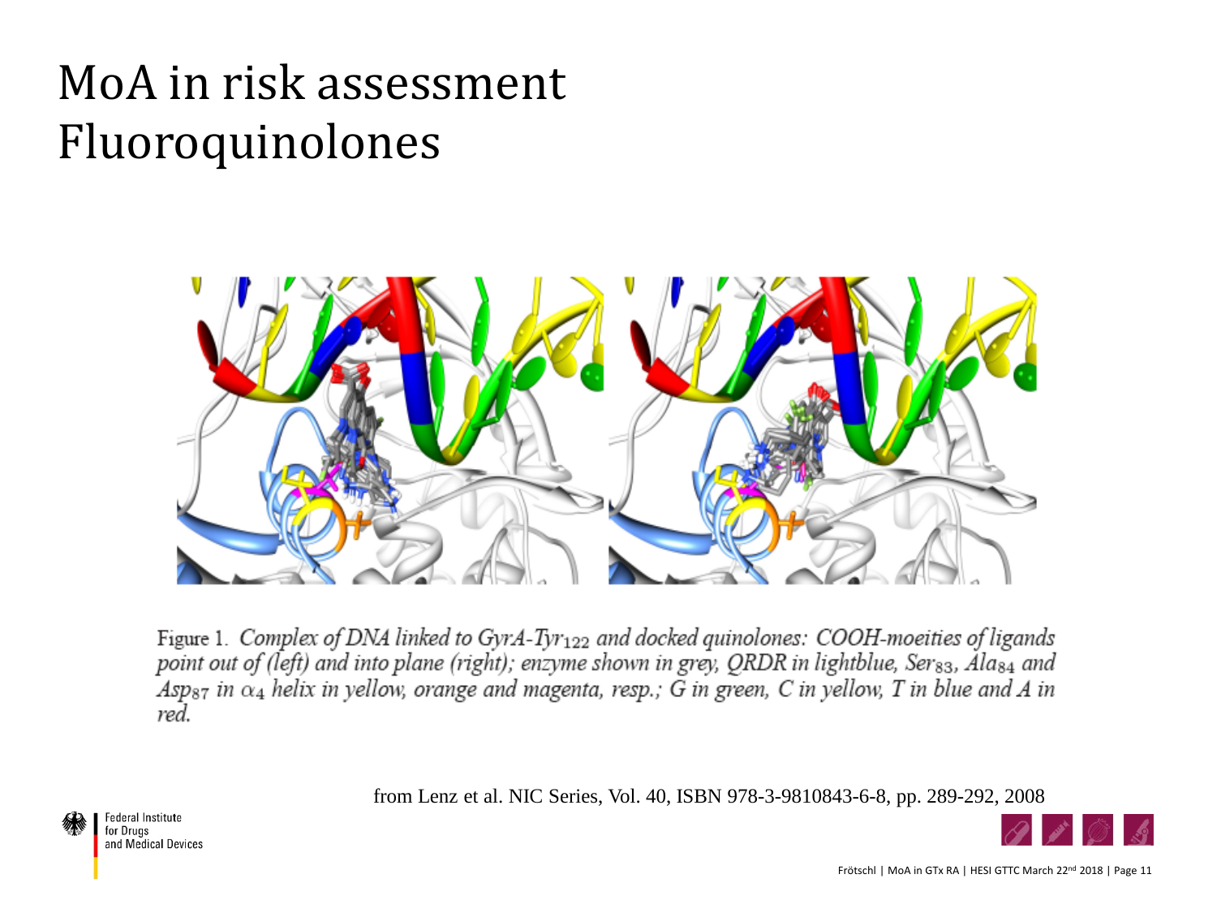# MoA in risk assessment Fluoroquinolones

Figure 1. *Complex of DNA linked to GyrA-Tyr$_{122}$ and docked quinolones: COOH-moeities of ligands point out of (left) and into plane (right); enzyme shown in grey, QRDR in lightblue, Ser$_{83}$, Ala$_{84}$ and Asp$_{87}$ in $\alpha_4$ helix in yellow, orange and magenta, resp.; G in green, C in yellow, T in blue and A in red.*

from Lenz et al. NIC Series, Vol. 40, ISBN 978-3-9810843-6-8, pp. 289-292, 2008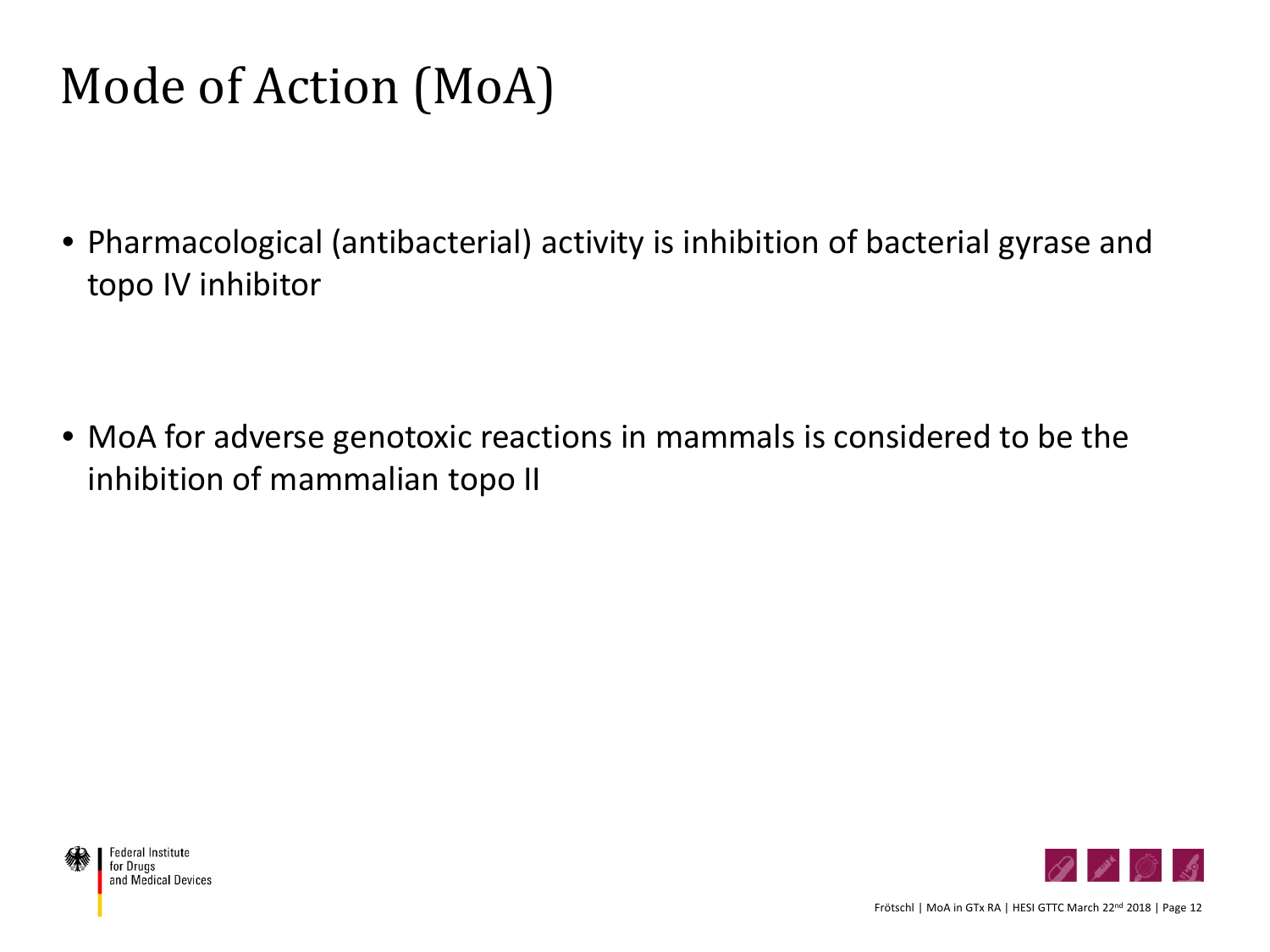# Mode of Action (MoA)

- Pharmacological (antibacterial) activity is inhibition of bacterial gyrase and topo IV inhibitor

- MoA for adverse genotoxic reactions in mammals is considered to be the inhibition of mammalian topo II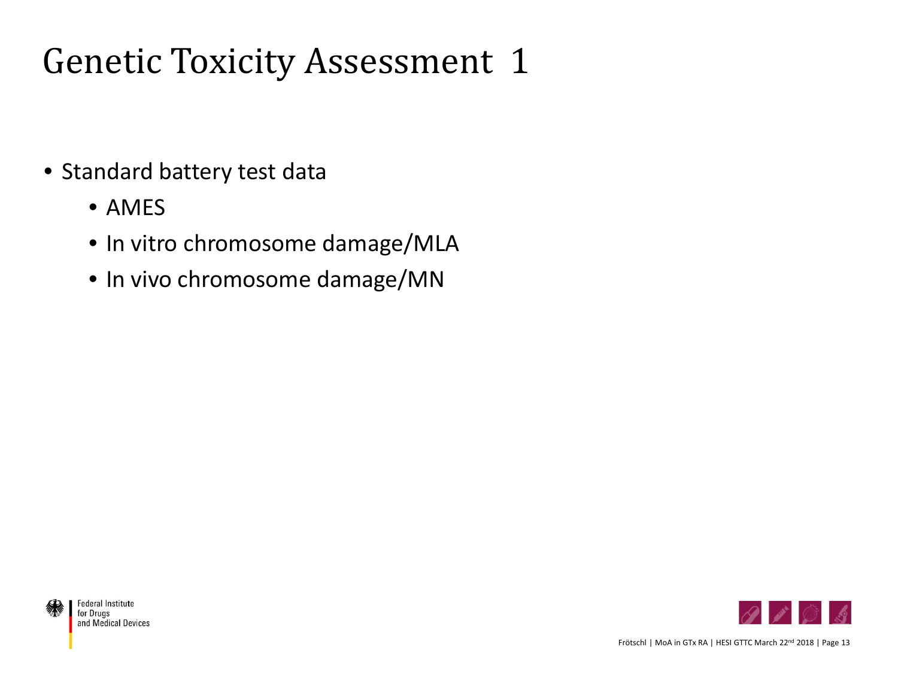# Genetic Toxicity Assessment 1

- Standard battery test data
  - AMES
  - In vitro chromosome damage/MLA
  - In vivo chromosome damage/MN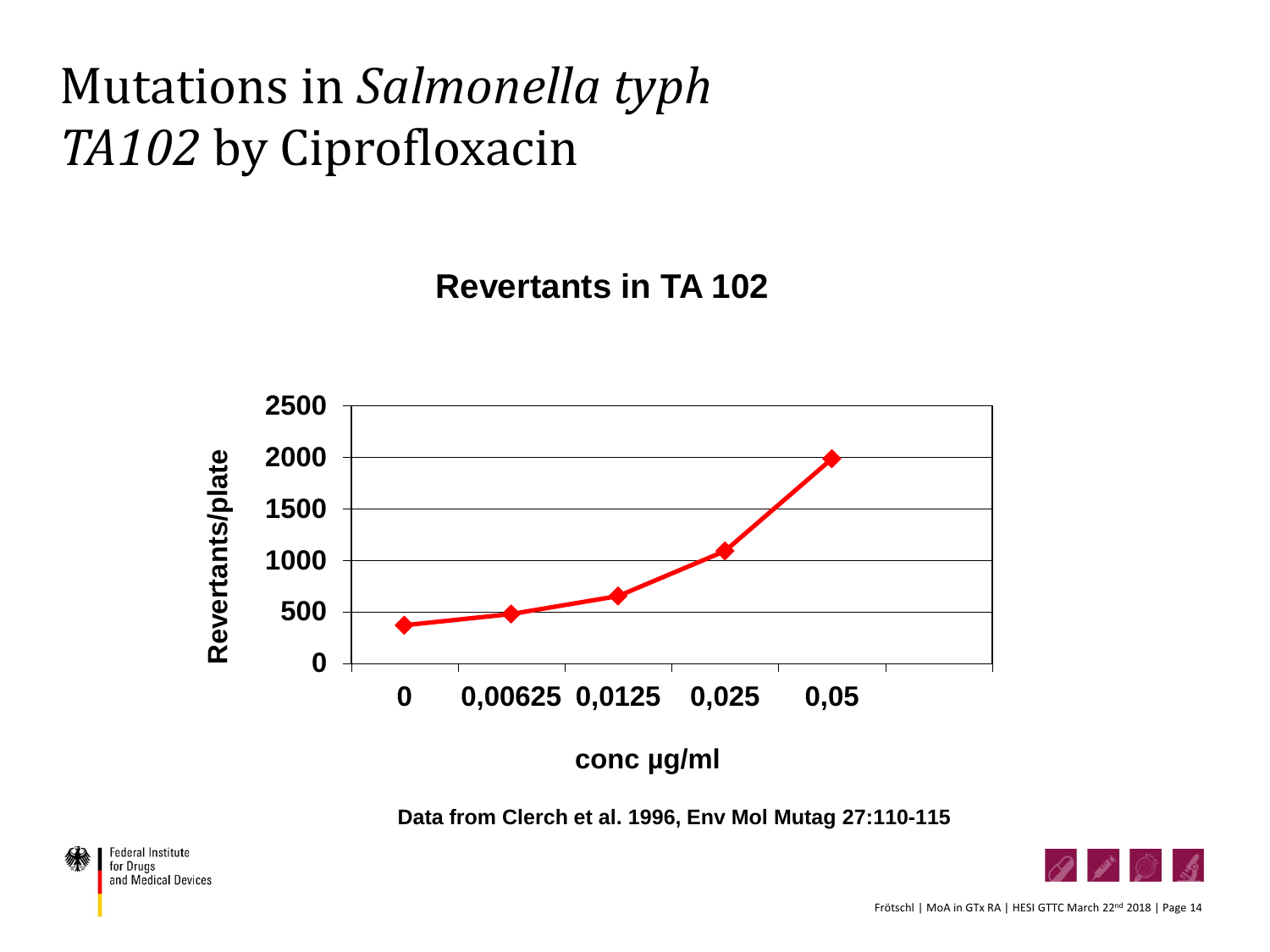# Mutations in *Salmonella typh TA102* by Ciprofloxacin

**Revertants in TA 102**

| conc µg/ml | Revertants/plate |
|---|---|
| 0 | ~370 |
| 0,00625 | ~480 |
| 0,0125 | ~650 |
| 0,025 | ~1090 |
| 0,05 | ~1980 |

**Data from Clerch et al. 1996, Env Mol Mutag 27:110-115**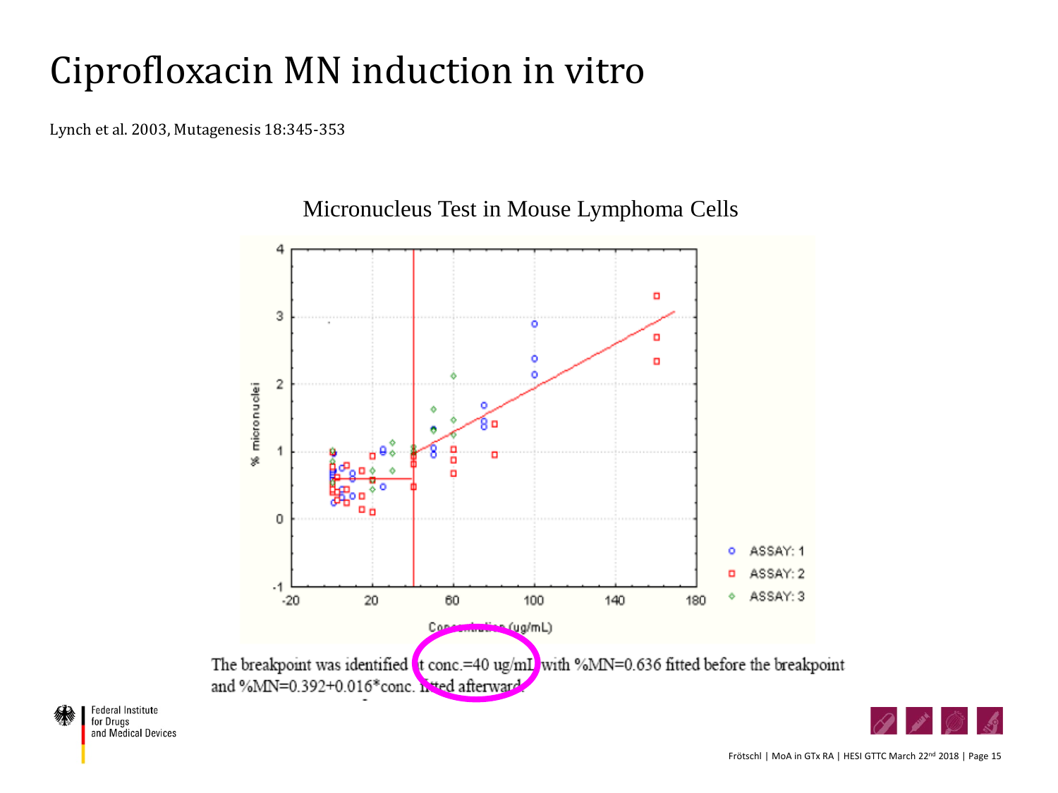# Ciprofloxacin MN induction in vitro

Lynch et al. 2003, Mutagenesis 18:345-353

Micronucleus Test in Mouse Lymphoma Cells

The breakpoint was identified at conc.=40 ug/mL with %MN=0.636 fitted before the breakpoint and %MN=0.392+0.016*conc. fitted afterward.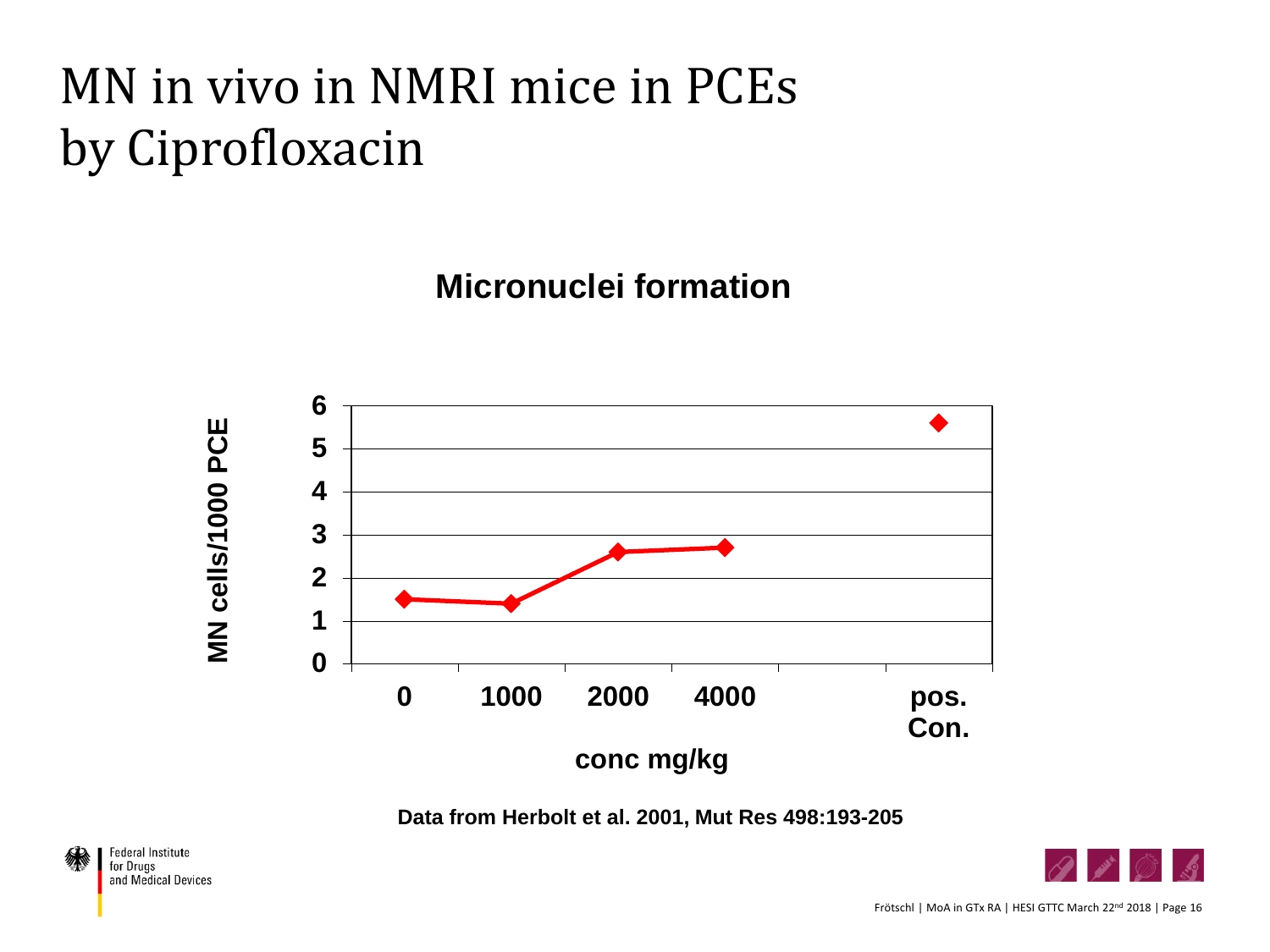# MN in vivo in NMRI mice in PCEs by Ciprofloxacin

**Micronuclei formation**

**Data from Herbolt et al. 2001, Mut Res 498:193-205**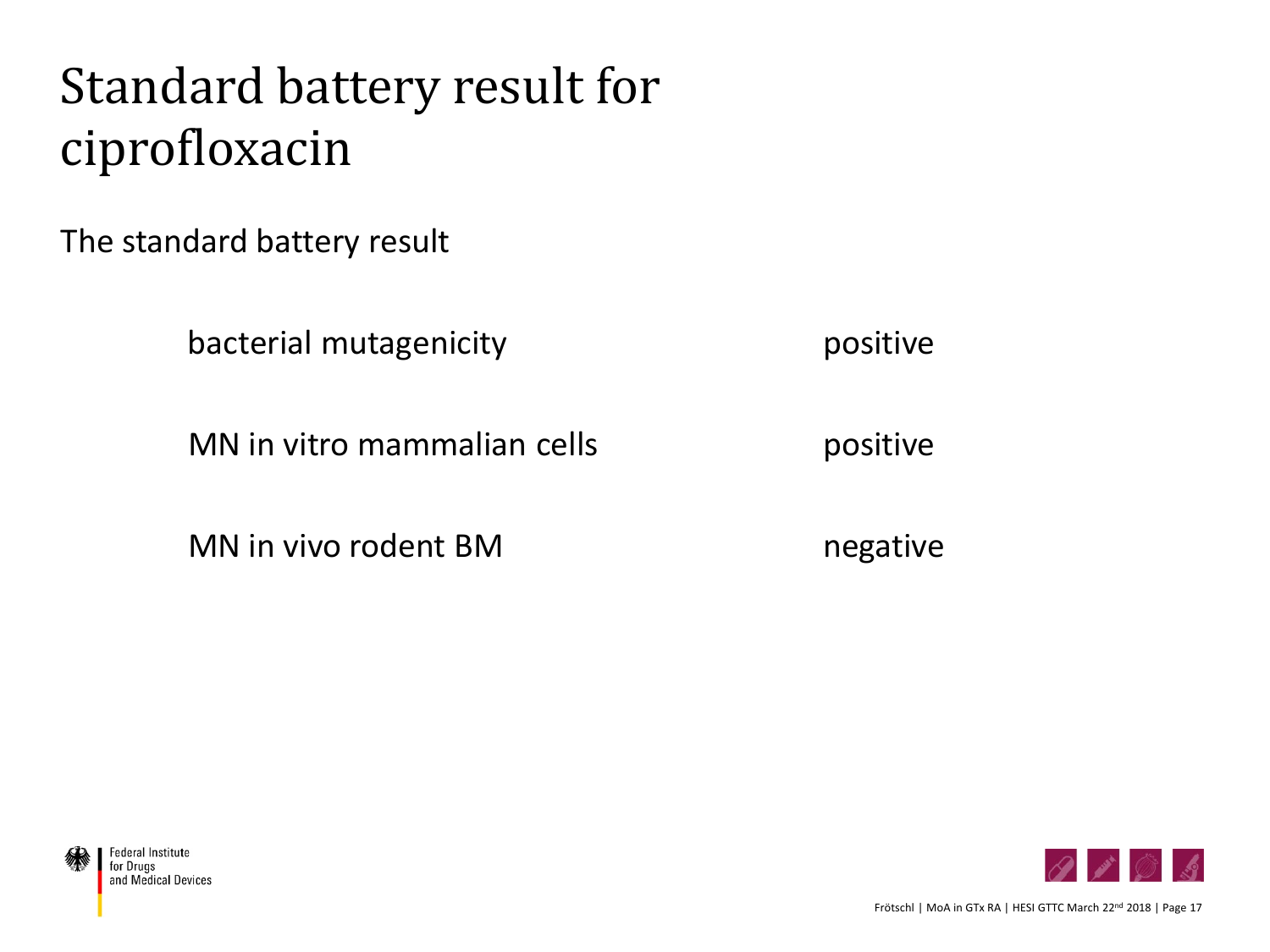# Standard battery result for ciprofloxacin

The standard battery result

| | |
|---|---|
| bacterial mutagenicity | positive |
| MN in vitro mammalian cells | positive |
| MN in vivo rodent BM | negative |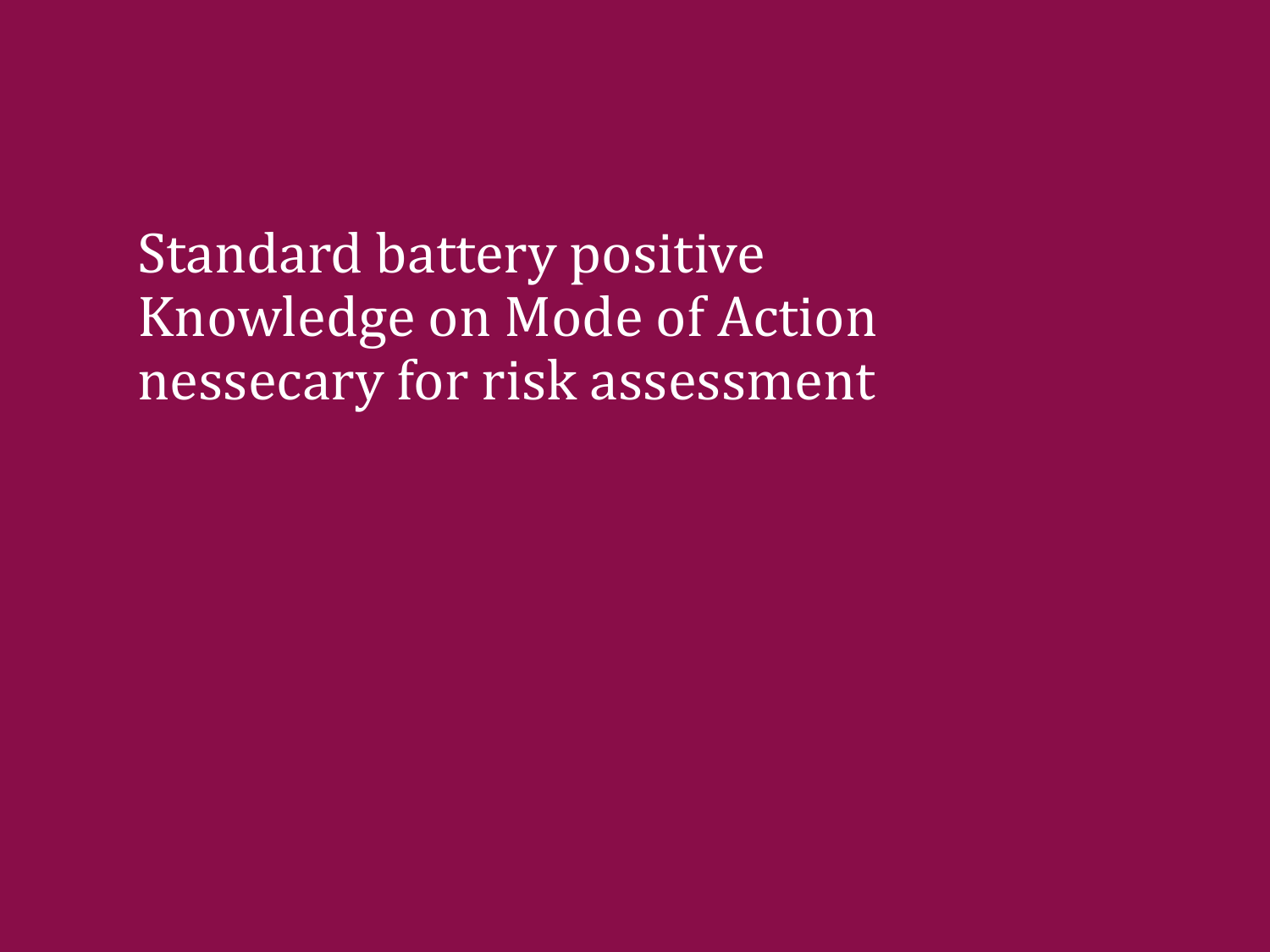Standard battery positive
Knowledge on Mode of Action
nessecary for risk assessment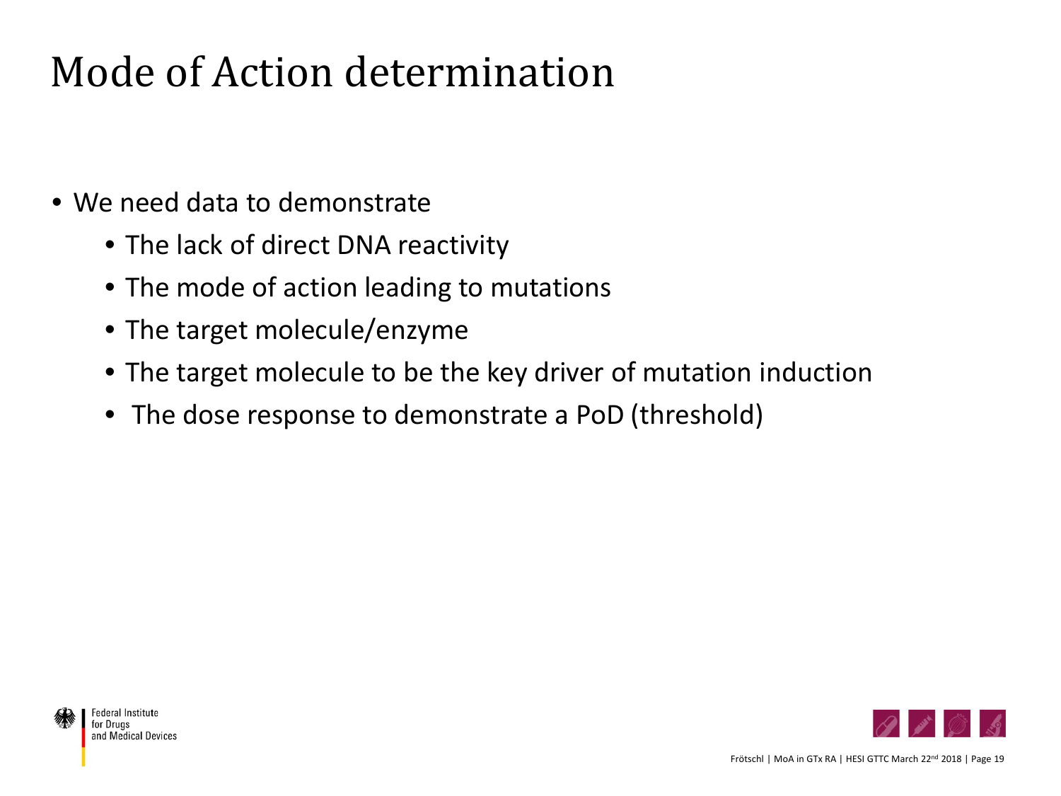# Mode of Action determination

- We need data to demonstrate
  - The lack of direct DNA reactivity
  - The mode of action leading to mutations
  - The target molecule/enzyme
  - The target molecule to be the key driver of mutation induction
  - The dose response to demonstrate a PoD (threshold)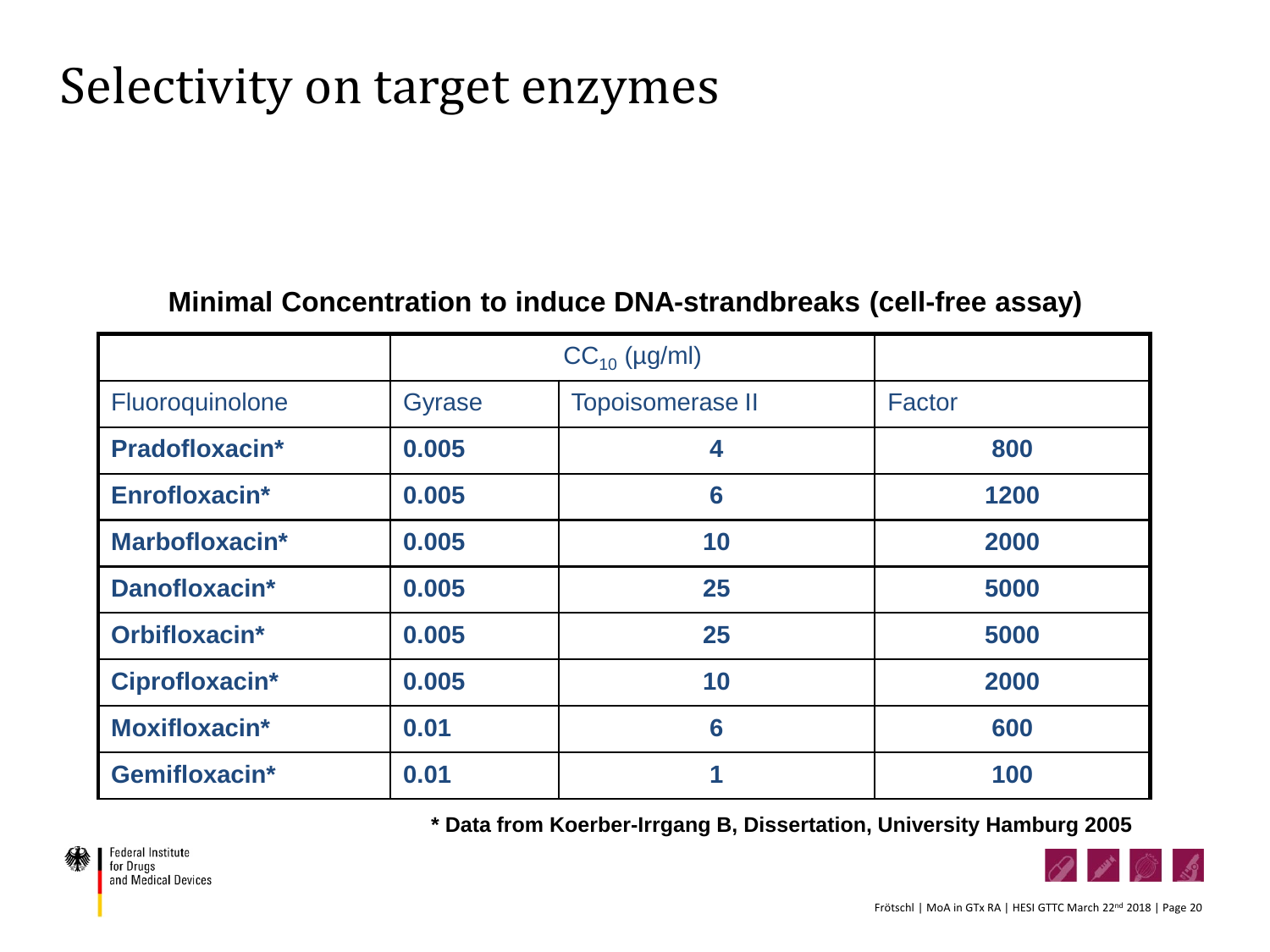# Selectivity on target enzymes

**Minimal Concentration to induce DNA-strandbreaks (cell-free assay)**

| | $CC_{10}$ (µg/ml) | | |
|---|---|---|---|
| Fluoroquinolone | Gyrase | Topoisomerase II | Factor |
| **Pradofloxacin*** | **0.005** | **4** | **800** |
| **Enrofloxacin*** | **0.005** | **6** | **1200** |
| **Marbofloxacin*** | **0.005** | **10** | **2000** |
| **Danofloxacin*** | **0.005** | **25** | **5000** |
| **Orbifloxacin*** | **0.005** | **25** | **5000** |
| **Ciprofloxacin*** | **0.005** | **10** | **2000** |
| **Moxifloxacin*** | **0.01** | **6** | **600** |
| **Gemifloxacin*** | **0.01** | **1** | **100** |

**\* Data from Koerber-Irrgang B, Dissertation, University Hamburg 2005**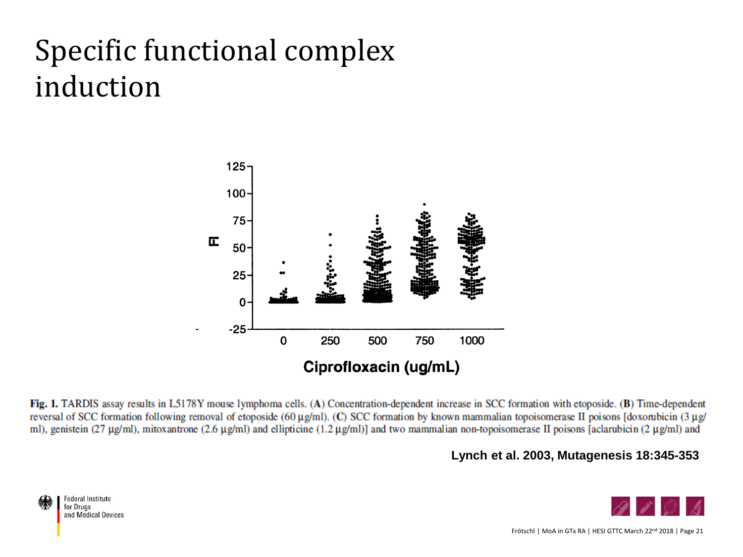# Specific functional complex induction

Fig. 1. TARDIS assay results in L5178Y mouse lymphoma cells. (**A**) Concentration-dependent increase in SCC formation with etoposide. (**B**) Time-dependent reversal of SCC formation following removal of etoposide (60 µg/ml). (**C**) SCC formation by known mammalian topoisomerase II poisons [doxorubicin (3 µg/ml), genistein (27 µg/ml), mitoxantrone (2.6 µg/ml) and ellipticine (1.2 µg/ml)] and two mammalian non-topoisomerase II poisons [aclarubicin (2 µg/ml) and

**Lynch et al. 2003, Mutagenesis 18:345-353**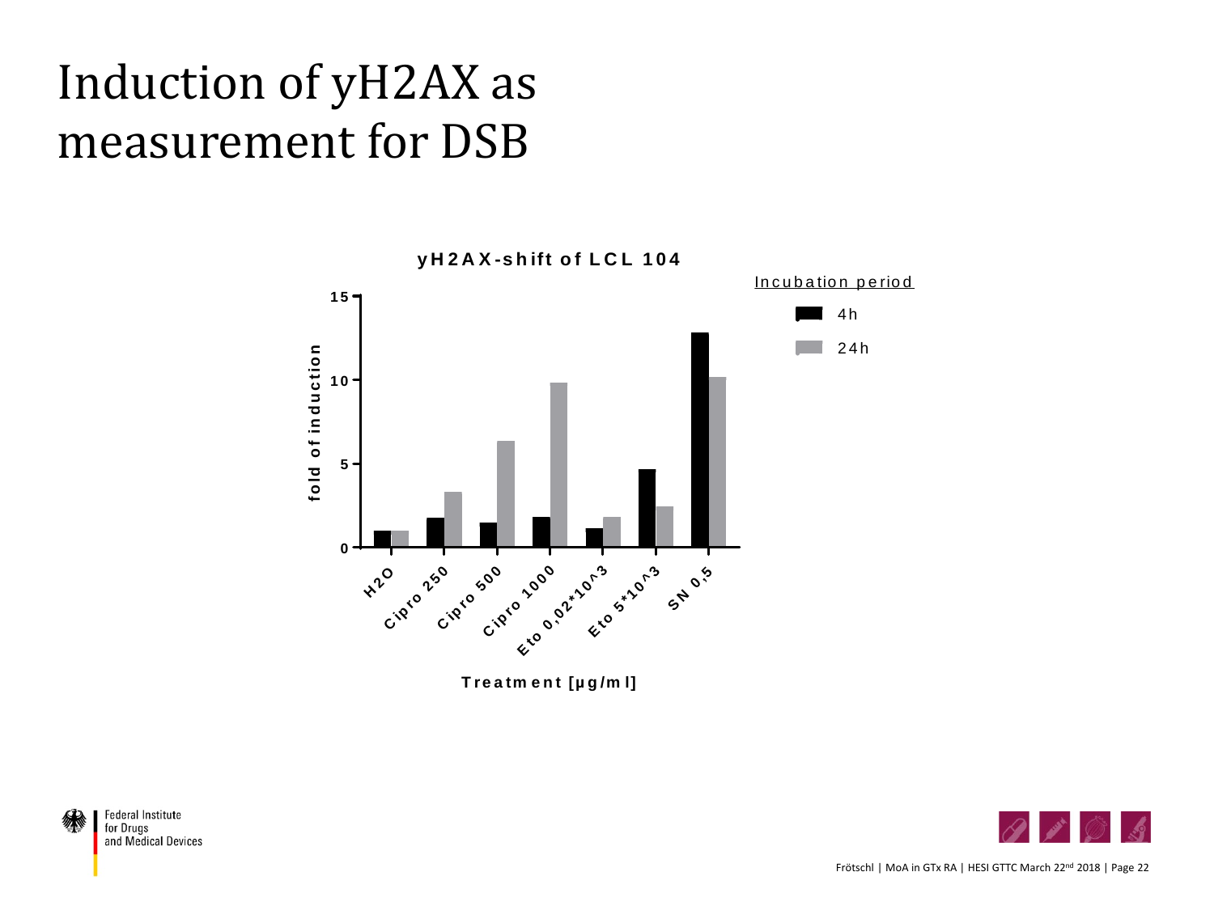# Induction of yH2AX as measurement for DSB

**yH2AX-shift of LCL 104**

Incubation period

- 4h
- 24h

fold of induction

Treatment [µg/ml]

H2O, Cipro 250, Cipro 500, Cipro 1000, Eto 0,02*10^3, Eto 5*10^3, SN 0,5

Frötschl | MoA in GTx RA | HESI GTTC March 22nd 2018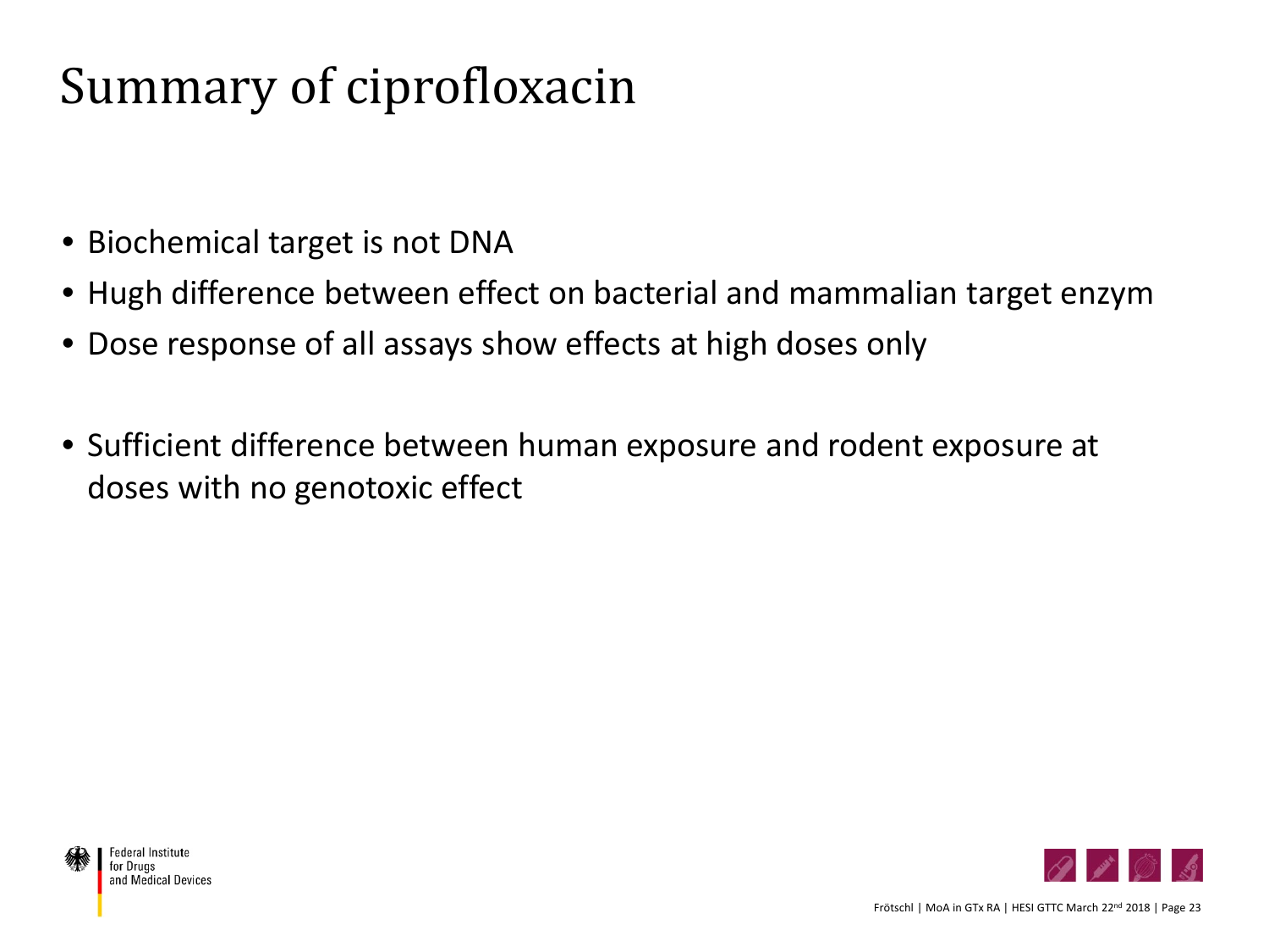# Summary of ciprofloxacin

- Biochemical target is not DNA
- Hugh difference between effect on bacterial and mammalian target enzym
- Dose response of all assays show effects at high doses only

- Sufficient difference between human exposure and rodent exposure at doses with no genotoxic effect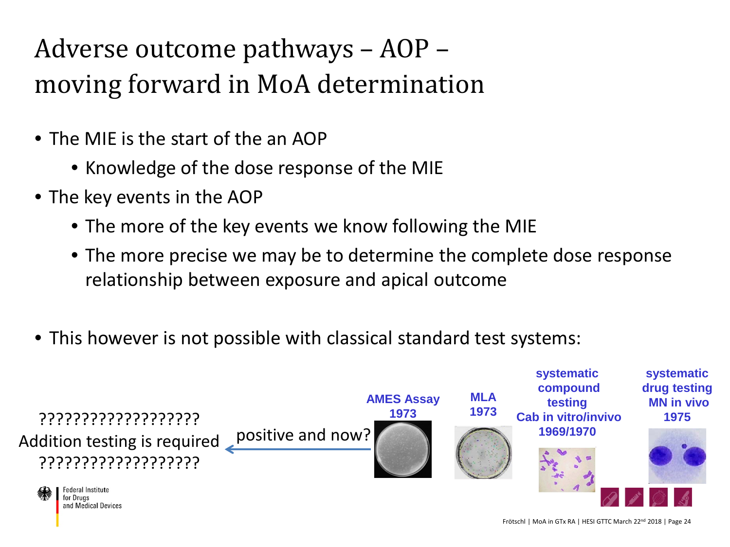# Adverse outcome pathways – AOP – moving forward in MoA determination

- The MIE is the start of the an AOP
  - Knowledge of the dose response of the MIE
- The key events in the AOP
  - The more of the key events we know following the MIE
  - The more precise we may be to determine the complete dose response relationship between exposure and apical outcome
- This however is not possible with classical standard test systems:

???????????????????
Addition testing is required
???????????????????

positive and now?

**AMES Assay 1973**

**MLA 1973**

**systematic compound testing Cab in vitro/invivo 1969/1970**

**systematic drug testing MN in vivo 1975**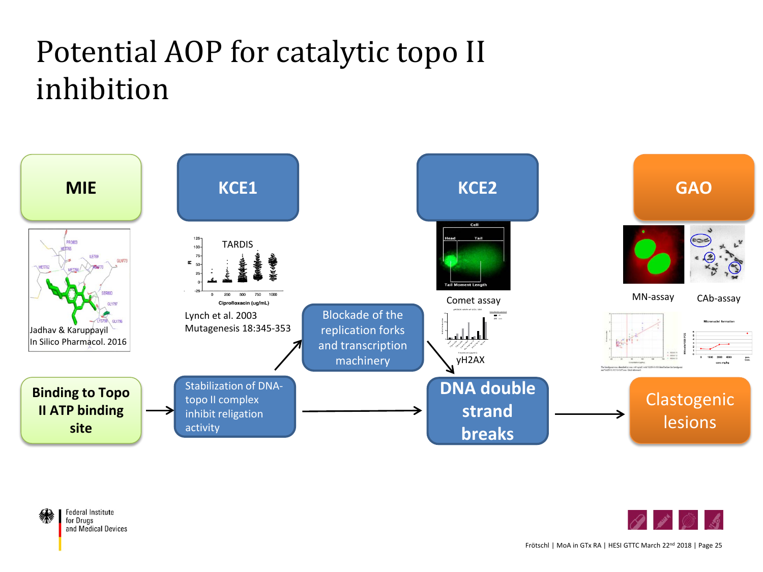# Potential AOP for catalytic topo II inhibition

**MIE**

Jadhav & Karuppayil
In Silico Pharmacol. 2016

**Binding to Topo II ATP binding site**

→

**KCE1**

TARDIS

Lynch et al. 2003
Mutagenesis 18:345-353

Stabilization of DNA-topo II complex inhibit religation activity

→ Blockade of the replication forks and transcription machinery

**KCE2**

Comet assay

γH2AX

**DNA double strand breaks**

→

**GAO**

MN-assay

CAb-assay

Clastogenic lesions

Frötschl | MoA in GTx RA | HESI GTTC March 22nd 2018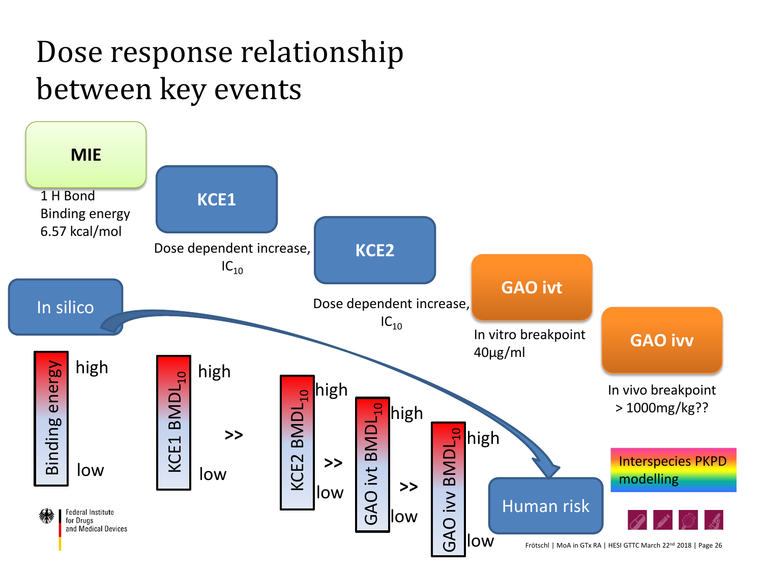# Dose response relationship between key events

**MIE**

1 H Bond
Binding energy
6.57 kcal/mol

**KCE1**

Dose dependent increase, $IC_{10}$

**KCE2**

Dose dependent increase, $IC_{10}$

**GAO ivt**

In vitro breakpoint
40µg/ml

**GAO ivv**

In vivo breakpoint
> 1000mg/kg??

In silico

Binding energy: high – low

$KCE1\ BMDL_{10}$: high – low

>>

$KCE2\ BMDL_{10}$: high – low

>>

$GAO\ ivt\ BMDL_{10}$: high – low

>>

$GAO\ ivv\ BMDL_{10}$: high – low

Human risk

Interspecies PKPD modelling

Federal Institute for Drugs and Medical Devices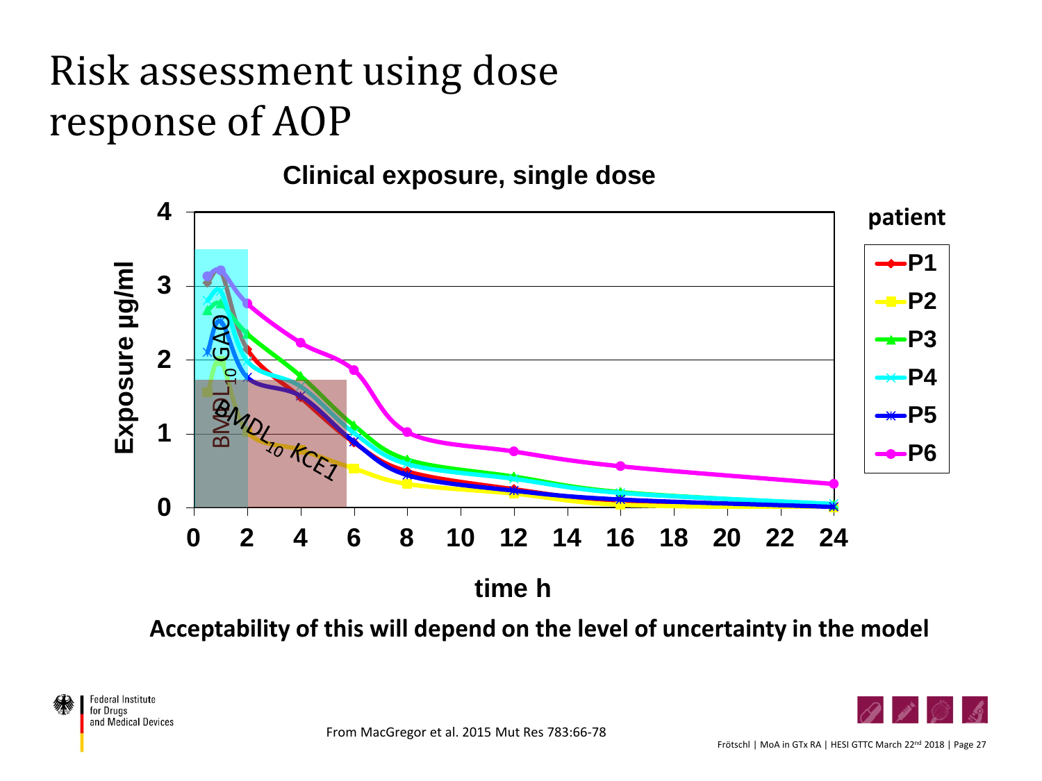# Risk assessment using dose response of AOP

**Clinical exposure, single dose**

Exposure µg/ml (y-axis: 0–4); time h (x-axis: 0–24)

patient: P1, P2, P3, P4, P5, P6

$BMDL_{10}$ GAO

$BMDL_{10}$ KCE1

**Acceptability of this will depend on the level of uncertainty in the model**

From MacGregor et al. 2015 Mut Res 783:66-78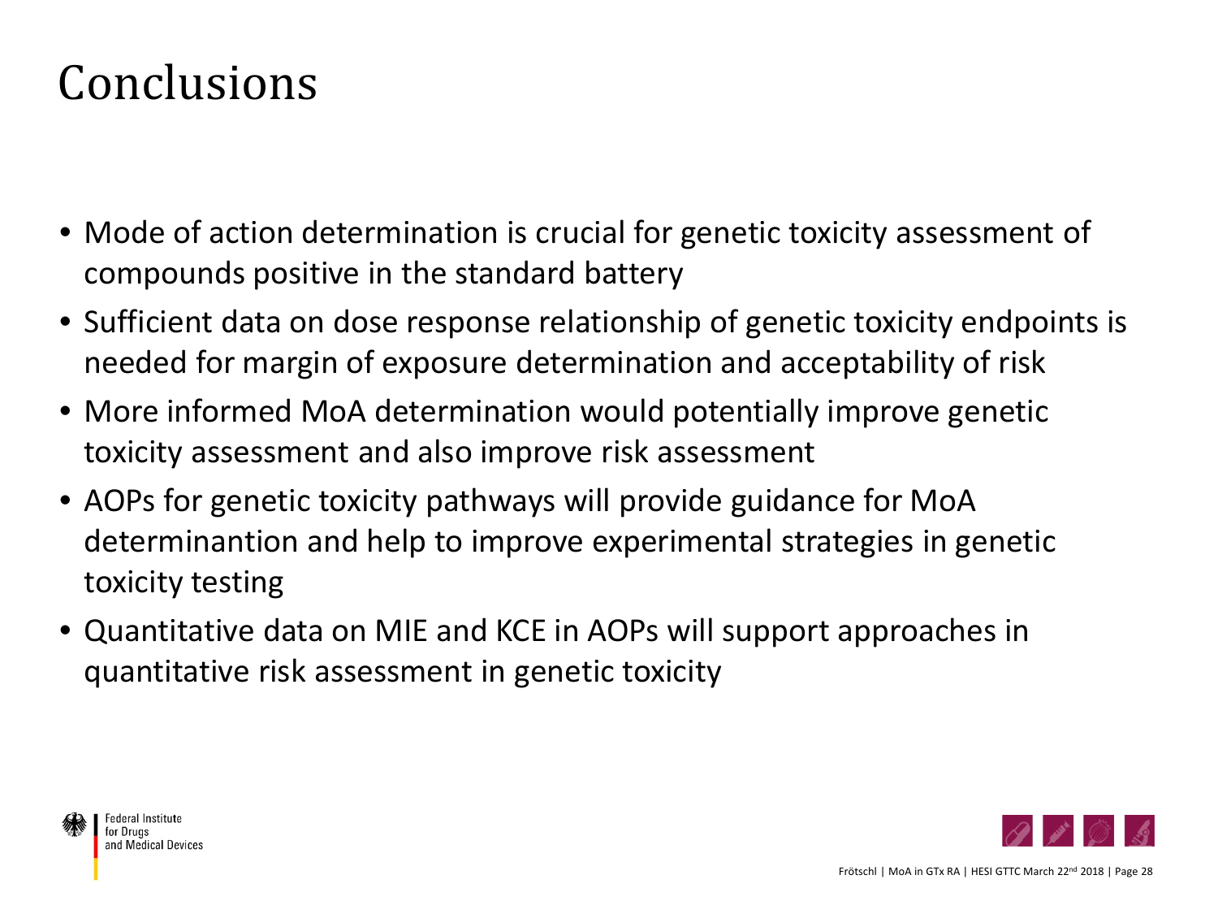# Conclusions

- Mode of action determination is crucial for genetic toxicity assessment of compounds positive in the standard battery
- Sufficient data on dose response relationship of genetic toxicity endpoints is needed for margin of exposure determination and acceptability of risk
- More informed MoA determination would potentially improve genetic toxicity assessment and also improve risk assessment
- AOPs for genetic toxicity pathways will provide guidance for MoA determinantion and help to improve experimental strategies in genetic toxicity testing
- Quantitative data on MIE and KCE in AOPs will support approaches in quantitative risk assessment in genetic toxicity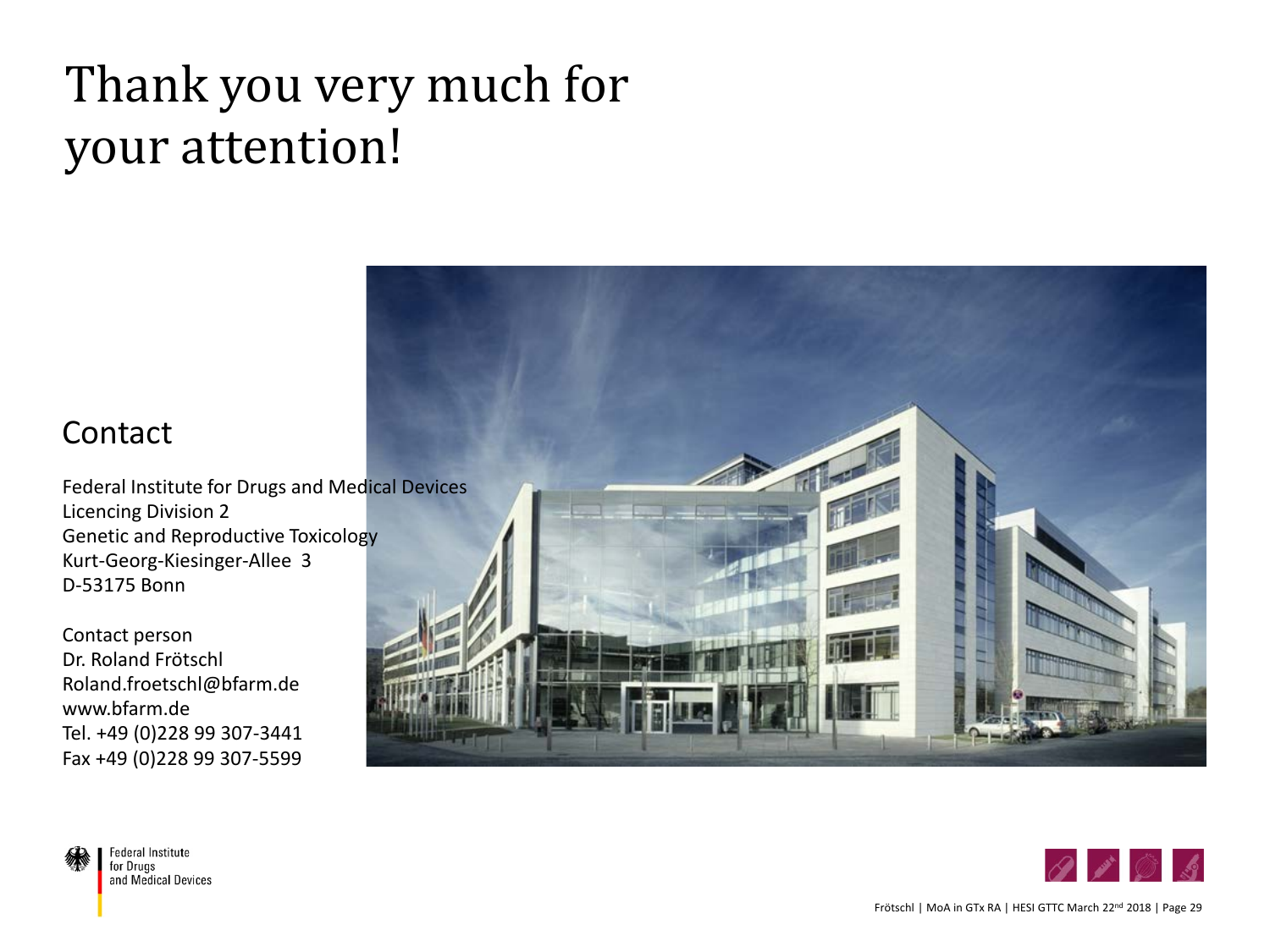# Thank you very much for your attention!

## Contact

Federal Institute for Drugs and Medical Devices
Licencing Division 2
Genetic and Reproductive Toxicology
Kurt-Georg-Kiesinger-Allee 3
D-53175 Bonn

Contact person
Dr. Roland Frötschl
Roland.froetschl@bfarm.de
www.bfarm.de
Tel. +49 (0)228 99 307-3441
Fax +49 (0)228 99 307-5599